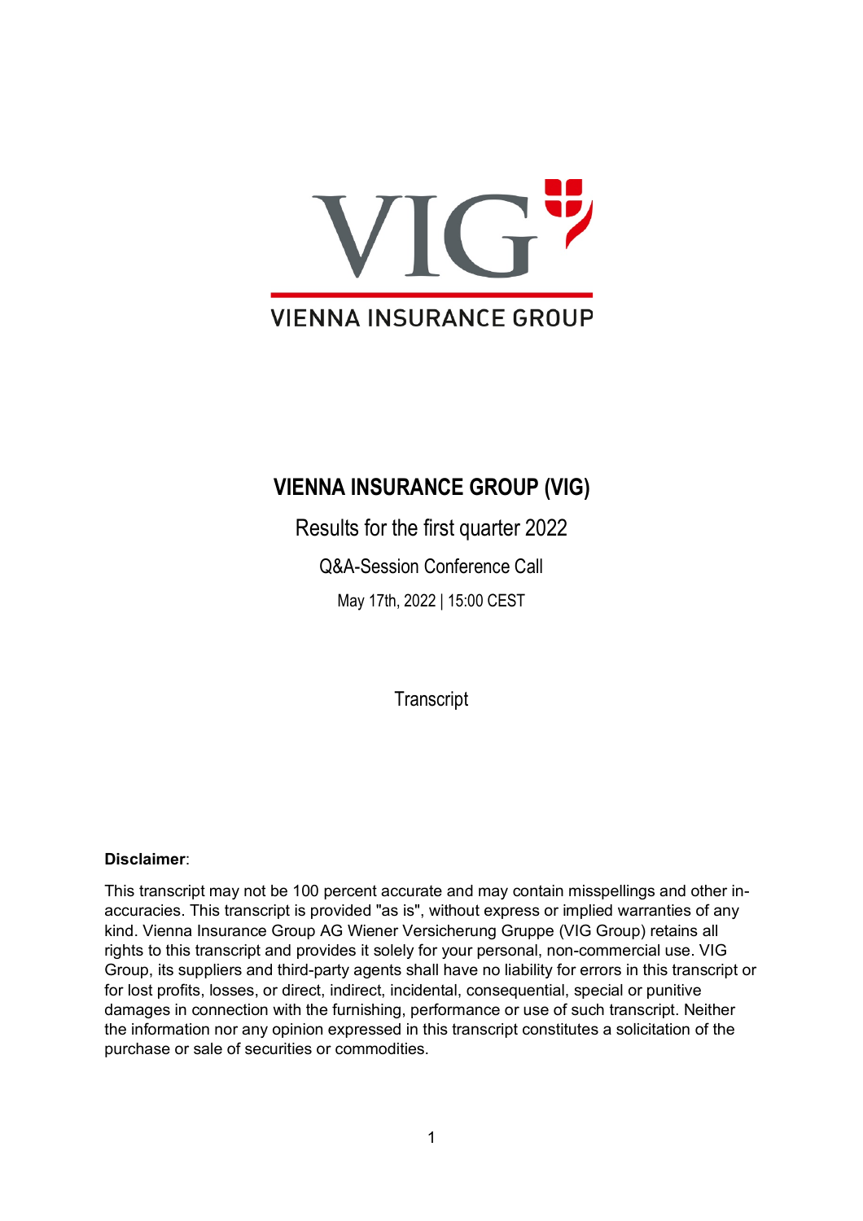VIG

VIENNA INSURANCE GROUP

# VIENNA INSURANCE GROUP (VIG)

## Results for the first quarter 2022

### Q&A-Session Conference Call

May 17th, 2022 | 15:00 CEST

Transcript

**Disclaimer**:

This transcript may not be 100 percent accurate and may contain misspellings and other inaccuracies. This transcript is provided "as is", without express or implied warranties of any kind. Vienna Insurance Group AG Wiener Versicherung Gruppe (VIG Group) retains all rights to this transcript and provides it solely for your personal, non-commercial use. VIG Group, its suppliers and third-party agents shall have no liability for errors in this transcript or for lost profits, losses, or direct, indirect, incidental, consequential, special or punitive damages in connection with the furnishing, performance or use of such transcript. Neither the information nor any opinion expressed in this transcript constitutes a solicitation of the purchase or sale of securities or commodities.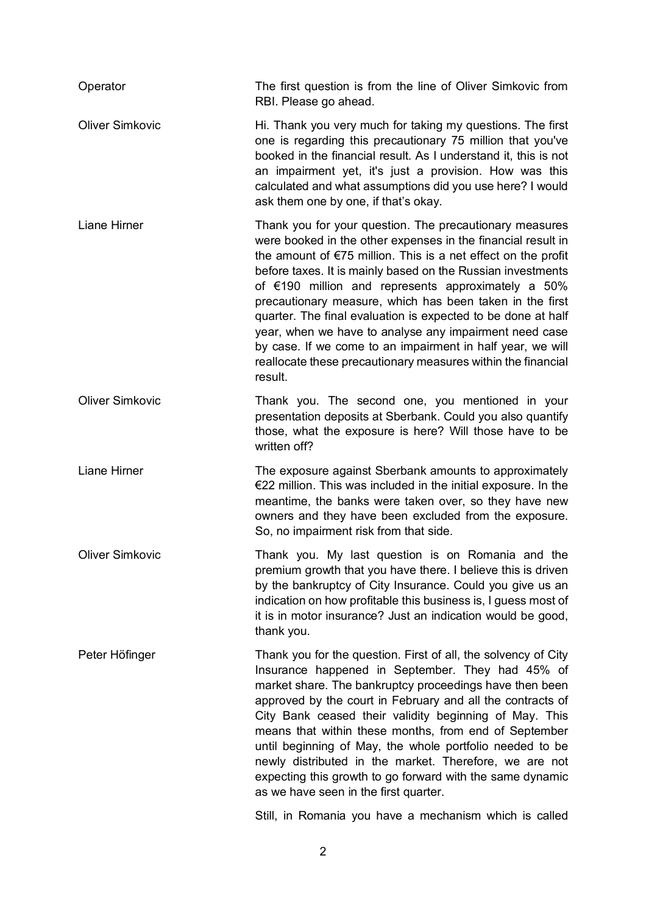**Operator**: The first question is from the line of Oliver Simkovic from RBI. Please go ahead.

**Oliver Simkovic**: Hi. Thank you very much for taking my questions. The first one is regarding this precautionary 75 million that you've booked in the financial result. As I understand it, this is not an impairment yet, it's just a provision. How was this calculated and what assumptions did you use here? I would ask them one by one, if that's okay.

**Liane Hirner**: Thank you for your question. The precautionary measures were booked in the other expenses in the financial result in the amount of €75 million. This is a net effect on the profit before taxes. It is mainly based on the Russian investments of €190 million and represents approximately a 50% precautionary measure, which has been taken in the first quarter. The final evaluation is expected to be done at half year, when we have to analyse any impairment need case by case. If we come to an impairment in half year, we will reallocate these precautionary measures within the financial result.

**Oliver Simkovic**: Thank you. The second one, you mentioned in your presentation deposits at Sberbank. Could you also quantify those, what the exposure is here? Will those have to be written off?

**Liane Hirner**: The exposure against Sberbank amounts to approximately €22 million. This was included in the initial exposure. In the meantime, the banks were taken over, so they have new owners and they have been excluded from the exposure. So, no impairment risk from that side.

**Oliver Simkovic**: Thank you. My last question is on Romania and the premium growth that you have there. I believe this is driven by the bankruptcy of City Insurance. Could you give us an indication on how profitable this business is, I guess most of it is in motor insurance? Just an indication would be good, thank you.

**Peter Höfinger**: Thank you for the question. First of all, the solvency of City Insurance happened in September. They had 45% of market share. The bankruptcy proceedings have then been approved by the court in February and all the contracts of City Bank ceased their validity beginning of May. This means that within these months, from end of September until beginning of May, the whole portfolio needed to be newly distributed in the market. Therefore, we are not expecting this growth to go forward with the same dynamic as we have seen in the first quarter.

Still, in Romania you have a mechanism which is called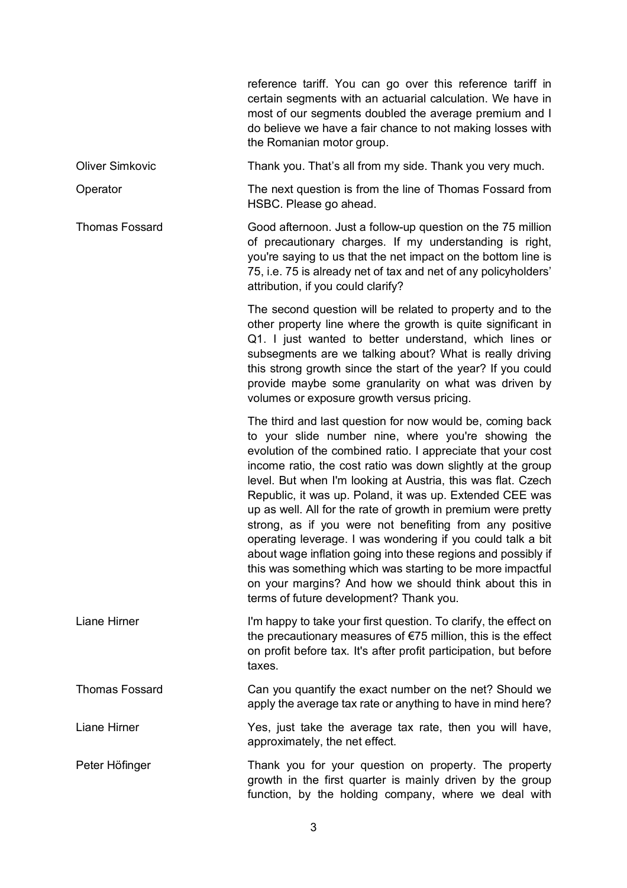reference tariff. You can go over this reference tariff in certain segments with an actuarial calculation. We have in most of our segments doubled the average premium and I do believe we have a fair chance to not making losses with the Romanian motor group.

**Oliver Simkovic**

Thank you. That's all from my side. Thank you very much.

**Operator**

The next question is from the line of Thomas Fossard from HSBC. Please go ahead.

**Thomas Fossard**

Good afternoon. Just a follow-up question on the 75 million of precautionary charges. If my understanding is right, you're saying to us that the net impact on the bottom line is 75, i.e. 75 is already net of tax and net of any policyholders' attribution, if you could clarify?

The second question will be related to property and to the other property line where the growth is quite significant in Q1. I just wanted to better understand, which lines or subsegments are we talking about? What is really driving this strong growth since the start of the year? If you could provide maybe some granularity on what was driven by volumes or exposure growth versus pricing.

The third and last question for now would be, coming back to your slide number nine, where you're showing the evolution of the combined ratio. I appreciate that your cost income ratio, the cost ratio was down slightly at the group level. But when I'm looking at Austria, this was flat. Czech Republic, it was up. Poland, it was up. Extended CEE was up as well. All for the rate of growth in premium were pretty strong, as if you were not benefiting from any positive operating leverage. I was wondering if you could talk a bit about wage inflation going into these regions and possibly if this was something which was starting to be more impactful on your margins? And how we should think about this in terms of future development? Thank you.

**Liane Hirner**

I'm happy to take your first question. To clarify, the effect on the precautionary measures of €75 million, this is the effect on profit before tax. It's after profit participation, but before taxes.

**Thomas Fossard**

Can you quantify the exact number on the net? Should we apply the average tax rate or anything to have in mind here?

**Liane Hirner**

Yes, just take the average tax rate, then you will have, approximately, the net effect.

**Peter Höfinger**

Thank you for your question on property. The property growth in the first quarter is mainly driven by the group function, by the holding company, where we deal with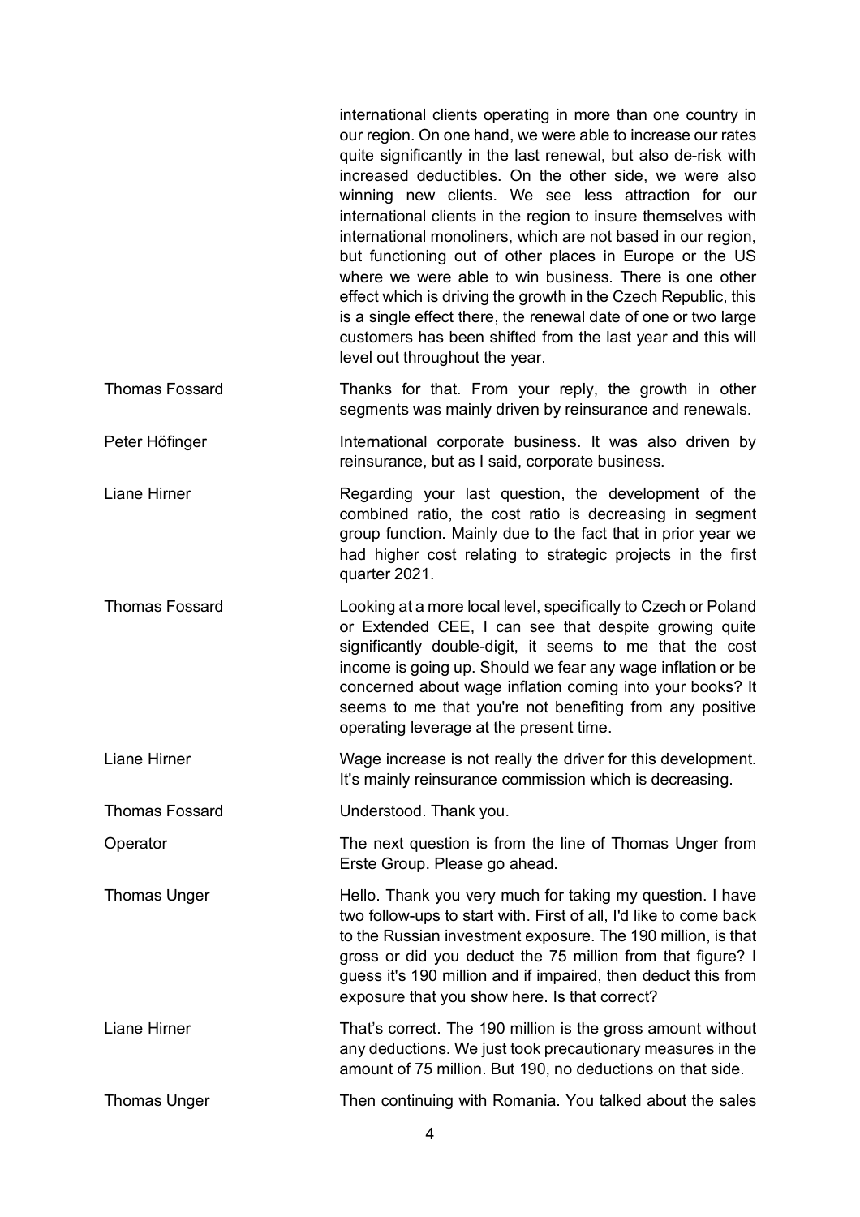international clients operating in more than one country in our region. On one hand, we were able to increase our rates quite significantly in the last renewal, but also de-risk with increased deductibles. On the other side, we were also winning new clients. We see less attraction for our international clients in the region to insure themselves with international monoliners, which are not based in our region, but functioning out of other places in Europe or the US where we were able to win business. There is one other effect which is driving the growth in the Czech Republic, this is a single effect there, the renewal date of one or two large customers has been shifted from the last year and this will level out throughout the year.

**Thomas Fossard:** Thanks for that. From your reply, the growth in other segments was mainly driven by reinsurance and renewals.

**Peter Höfinger:** International corporate business. It was also driven by reinsurance, but as I said, corporate business.

**Liane Hirner:** Regarding your last question, the development of the combined ratio, the cost ratio is decreasing in segment group function. Mainly due to the fact that in prior year we had higher cost relating to strategic projects in the first quarter 2021.

**Thomas Fossard:** Looking at a more local level, specifically to Czech or Poland or Extended CEE, I can see that despite growing quite significantly double-digit, it seems to me that the cost income is going up. Should we fear any wage inflation or be concerned about wage inflation coming into your books? It seems to me that you're not benefiting from any positive operating leverage at the present time.

**Liane Hirner:** Wage increase is not really the driver for this development. It's mainly reinsurance commission which is decreasing.

**Thomas Fossard:** Understood. Thank you.

**Operator:** The next question is from the line of Thomas Unger from Erste Group. Please go ahead.

**Thomas Unger:** Hello. Thank you very much for taking my question. I have two follow-ups to start with. First of all, I'd like to come back to the Russian investment exposure. The 190 million, is that gross or did you deduct the 75 million from that figure? I guess it's 190 million and if impaired, then deduct this from exposure that you show here. Is that correct?

**Liane Hirner:** That's correct. The 190 million is the gross amount without any deductions. We just took precautionary measures in the amount of 75 million. But 190, no deductions on that side.

**Thomas Unger:** Then continuing with Romania. You talked about the sales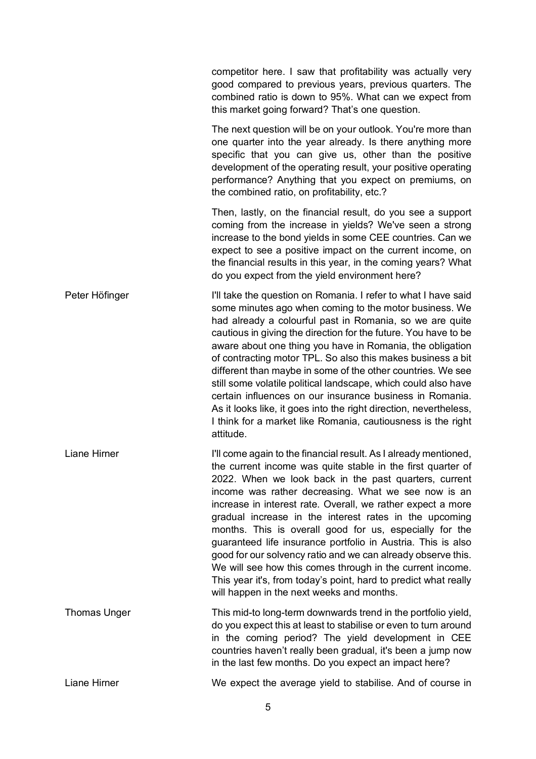competitor here. I saw that profitability was actually very good compared to previous years, previous quarters. The combined ratio is down to 95%. What can we expect from this market going forward? That's one question.

The next question will be on your outlook. You're more than one quarter into the year already. Is there anything more specific that you can give us, other than the positive development of the operating result, your positive operating performance? Anything that you expect on premiums, on the combined ratio, on profitability, etc.?

Then, lastly, on the financial result, do you see a support coming from the increase in yields? We've seen a strong increase to the bond yields in some CEE countries. Can we expect to see a positive impact on the current income, on the financial results in this year, in the coming years? What do you expect from the yield environment here?

**Peter Höfinger**

I'll take the question on Romania. I refer to what I have said some minutes ago when coming to the motor business. We had already a colourful past in Romania, so we are quite cautious in giving the direction for the future. You have to be aware about one thing you have in Romania, the obligation of contracting motor TPL. So also this makes business a bit different than maybe in some of the other countries. We see still some volatile political landscape, which could also have certain influences on our insurance business in Romania. As it looks like, it goes into the right direction, nevertheless, I think for a market like Romania, cautiousness is the right attitude.

**Liane Hirner**

I'll come again to the financial result. As I already mentioned, the current income was quite stable in the first quarter of 2022. When we look back in the past quarters, current income was rather decreasing. What we see now is an increase in interest rate. Overall, we rather expect a more gradual increase in the interest rates in the upcoming months. This is overall good for us, especially for the guaranteed life insurance portfolio in Austria. This is also good for our solvency ratio and we can already observe this. We will see how this comes through in the current income. This year it's, from today's point, hard to predict what really will happen in the next weeks and months.

**Thomas Unger**

This mid-to long-term downwards trend in the portfolio yield, do you expect this at least to stabilise or even to turn around in the coming period? The yield development in CEE countries haven't really been gradual, it's been a jump now in the last few months. Do you expect an impact here?

**Liane Hirner**

We expect the average yield to stabilise. And of course in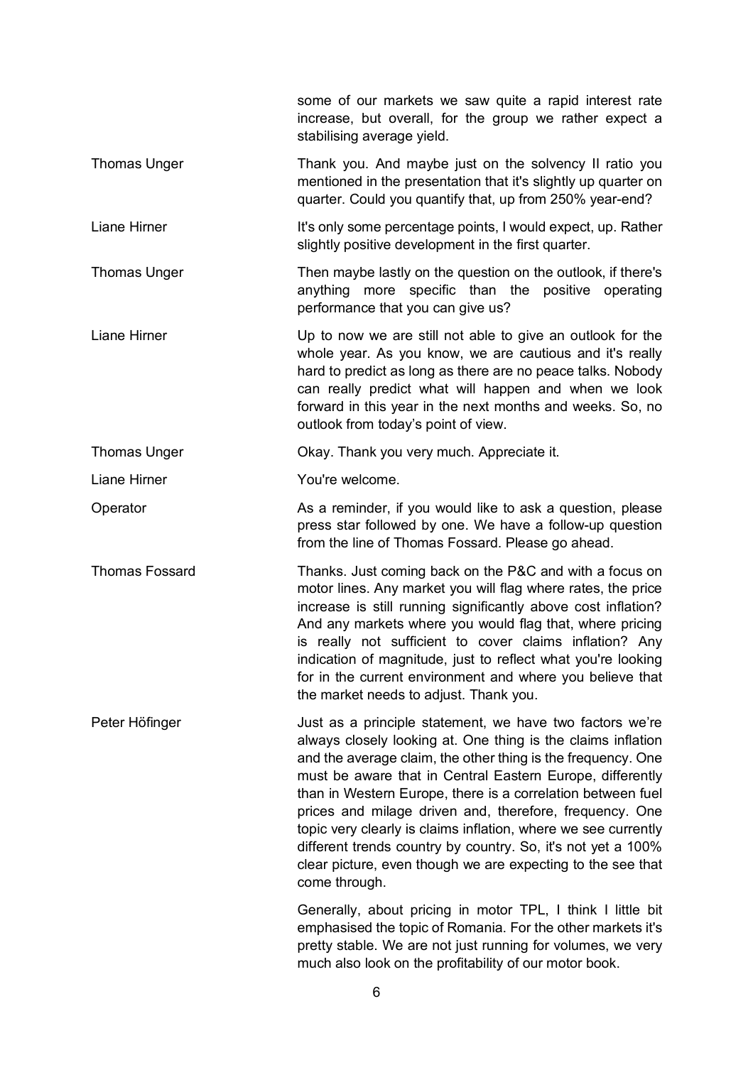some of our markets we saw quite a rapid interest rate increase, but overall, for the group we rather expect a stabilising average yield.

**Thomas Unger**

Thank you. And maybe just on the solvency II ratio you mentioned in the presentation that it's slightly up quarter on quarter. Could you quantify that, up from 250% year-end?

**Liane Hirner**

It's only some percentage points, I would expect, up. Rather slightly positive development in the first quarter.

**Thomas Unger**

Then maybe lastly on the question on the outlook, if there's anything more specific than the positive operating performance that you can give us?

**Liane Hirner**

Up to now we are still not able to give an outlook for the whole year. As you know, we are cautious and it's really hard to predict as long as there are no peace talks. Nobody can really predict what will happen and when we look forward in this year in the next months and weeks. So, no outlook from today's point of view.

**Thomas Unger**

Okay. Thank you very much. Appreciate it.

**Liane Hirner**

You're welcome.

**Operator**

As a reminder, if you would like to ask a question, please press star followed by one. We have a follow-up question from the line of Thomas Fossard. Please go ahead.

**Thomas Fossard**

Thanks. Just coming back on the P&C and with a focus on motor lines. Any market you will flag where rates, the price increase is still running significantly above cost inflation? And any markets where you would flag that, where pricing is really not sufficient to cover claims inflation? Any indication of magnitude, just to reflect what you're looking for in the current environment and where you believe that the market needs to adjust. Thank you.

**Peter Höfinger**

Just as a principle statement, we have two factors we're always closely looking at. One thing is the claims inflation and the average claim, the other thing is the frequency. One must be aware that in Central Eastern Europe, differently than in Western Europe, there is a correlation between fuel prices and milage driven and, therefore, frequency. One topic very clearly is claims inflation, where we see currently different trends country by country. So, it's not yet a 100% clear picture, even though we are expecting to the see that come through.

Generally, about pricing in motor TPL, I think I little bit emphasised the topic of Romania. For the other markets it's pretty stable. We are not just running for volumes, we very much also look on the profitability of our motor book.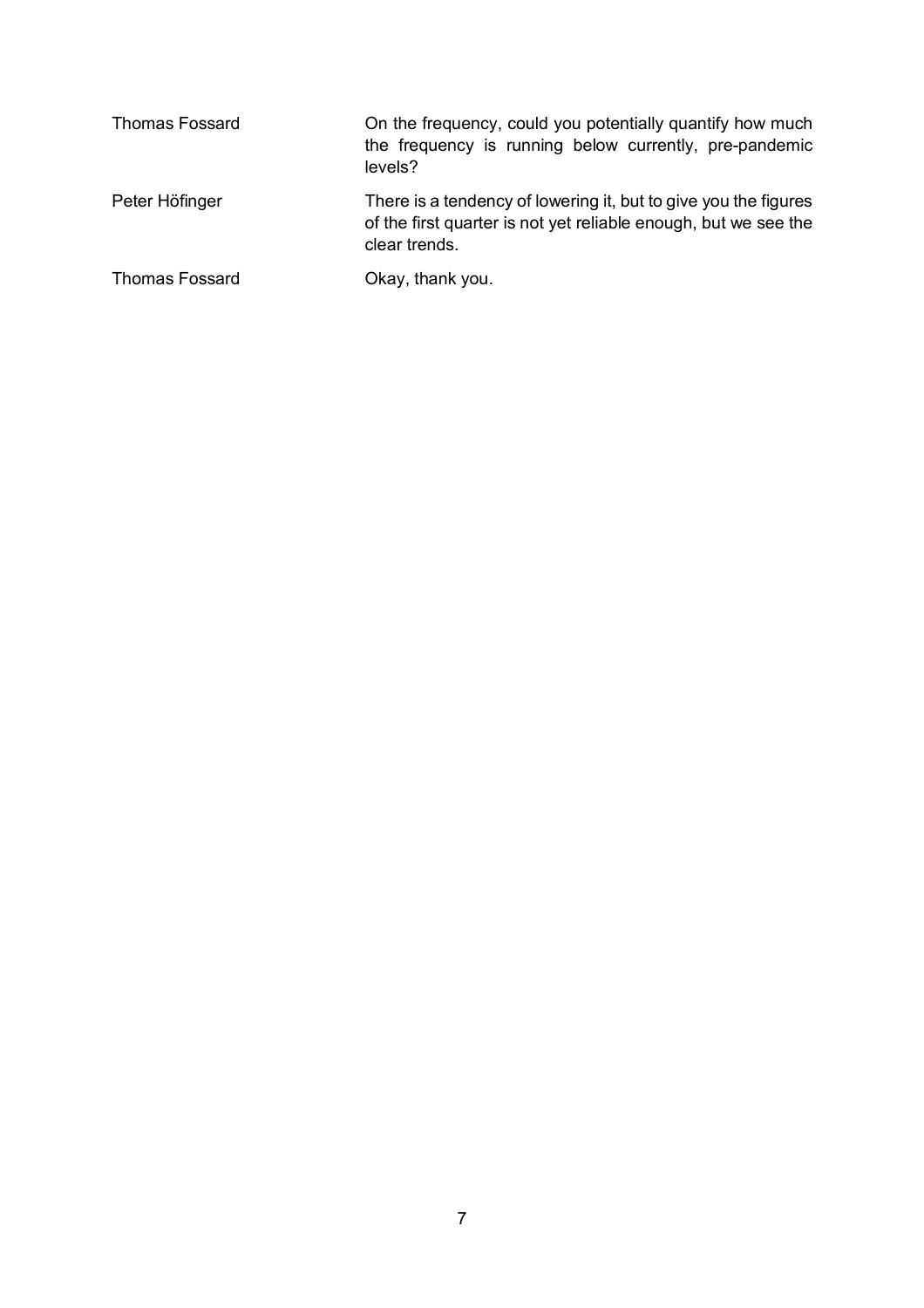| | |
|---|---|
| Thomas Fossard | On the frequency, could you potentially quantify how much the frequency is running below currently, pre-pandemic levels? |
| Peter Höfinger | There is a tendency of lowering it, but to give you the figures of the first quarter is not yet reliable enough, but we see the clear trends. |
| Thomas Fossard | Okay, thank you. |